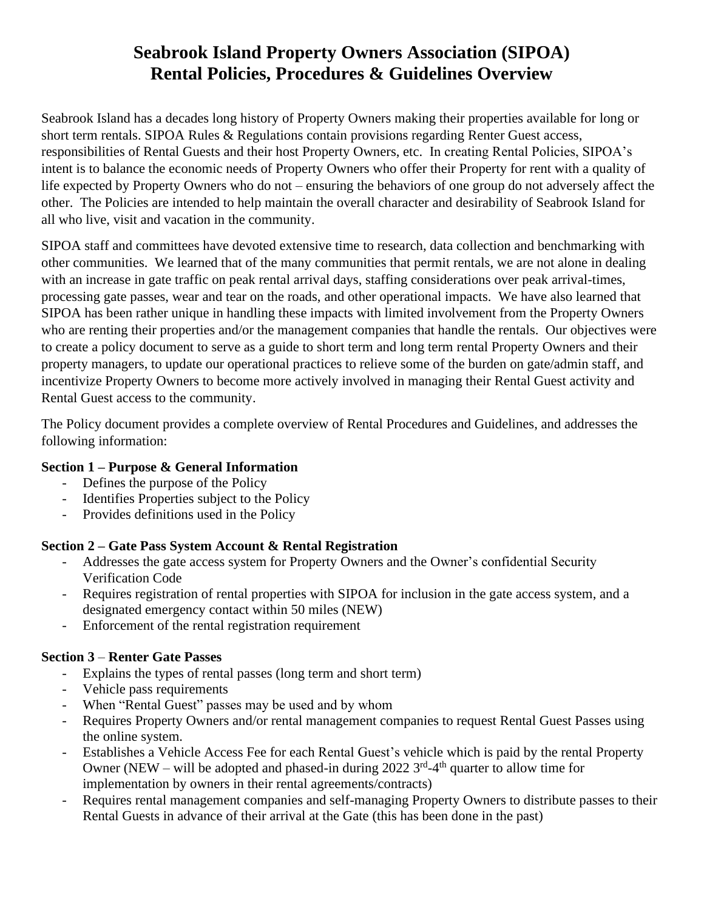# Seabrook Island Property Owners Association (SIPOA)
# Rental Policies, Procedures & Guidelines Overview

Seabrook Island has a decades long history of Property Owners making their properties available for long or short term rentals. SIPOA Rules & Regulations contain provisions regarding Renter Guest access, responsibilities of Rental Guests and their host Property Owners, etc. In creating Rental Policies, SIPOA's intent is to balance the economic needs of Property Owners who offer their Property for rent with a quality of life expected by Property Owners who do not – ensuring the behaviors of one group do not adversely affect the other. The Policies are intended to help maintain the overall character and desirability of Seabrook Island for all who live, visit and vacation in the community.

SIPOA staff and committees have devoted extensive time to research, data collection and benchmarking with other communities. We learned that of the many communities that permit rentals, we are not alone in dealing with an increase in gate traffic on peak rental arrival days, staffing considerations over peak arrival-times, processing gate passes, wear and tear on the roads, and other operational impacts. We have also learned that SIPOA has been rather unique in handling these impacts with limited involvement from the Property Owners who are renting their properties and/or the management companies that handle the rentals. Our objectives were to create a policy document to serve as a guide to short term and long term rental Property Owners and their property managers, to update our operational practices to relieve some of the burden on gate/admin staff, and incentivize Property Owners to become more actively involved in managing their Rental Guest activity and Rental Guest access to the community.

The Policy document provides a complete overview of Rental Procedures and Guidelines, and addresses the following information:

**Section 1 – Purpose & General Information**

- Defines the purpose of the Policy
- Identifies Properties subject to the Policy
- Provides definitions used in the Policy

**Section 2 – Gate Pass System Account & Rental Registration**

- Addresses the gate access system for Property Owners and the Owner's confidential Security Verification Code
- Requires registration of rental properties with SIPOA for inclusion in the gate access system, and a designated emergency contact within 50 miles (NEW)
- Enforcement of the rental registration requirement

**Section 3 – Renter Gate Passes**

- Explains the types of rental passes (long term and short term)
- Vehicle pass requirements
- When "Rental Guest" passes may be used and by whom
- Requires Property Owners and/or rental management companies to request Rental Guest Passes using the online system.
- Establishes a Vehicle Access Fee for each Rental Guest's vehicle which is paid by the rental Property Owner (NEW – will be adopted and phased-in during 2022 3rd-4th quarter to allow time for implementation by owners in their rental agreements/contracts)
- Requires rental management companies and self-managing Property Owners to distribute passes to their Rental Guests in advance of their arrival at the Gate (this has been done in the past)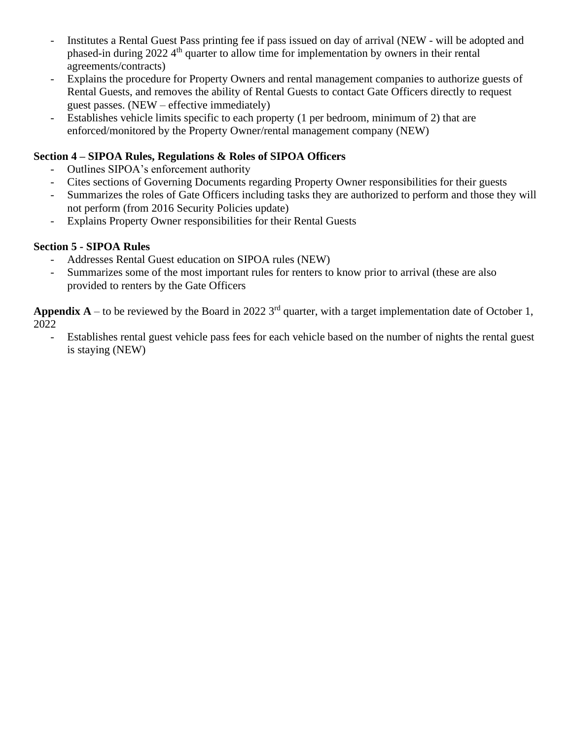- Institutes a Rental Guest Pass printing fee if pass issued on day of arrival (NEW - will be adopted and phased-in during 2022 4th quarter to allow time for implementation by owners in their rental agreements/contracts)
- Explains the procedure for Property Owners and rental management companies to authorize guests of Rental Guests, and removes the ability of Rental Guests to contact Gate Officers directly to request guest passes. (NEW – effective immediately)
- Establishes vehicle limits specific to each property (1 per bedroom, minimum of 2) that are enforced/monitored by the Property Owner/rental management company (NEW)

**Section 4 – SIPOA Rules, Regulations & Roles of SIPOA Officers**

- Outlines SIPOA's enforcement authority
- Cites sections of Governing Documents regarding Property Owner responsibilities for their guests
- Summarizes the roles of Gate Officers including tasks they are authorized to perform and those they will not perform (from 2016 Security Policies update)
- Explains Property Owner responsibilities for their Rental Guests

**Section 5 - SIPOA Rules**

- Addresses Rental Guest education on SIPOA rules (NEW)
- Summarizes some of the most important rules for renters to know prior to arrival (these are also provided to renters by the Gate Officers

**Appendix A** – to be reviewed by the Board in 2022 3rd quarter, with a target implementation date of October 1, 2022

- Establishes rental guest vehicle pass fees for each vehicle based on the number of nights the rental guest is staying (NEW)